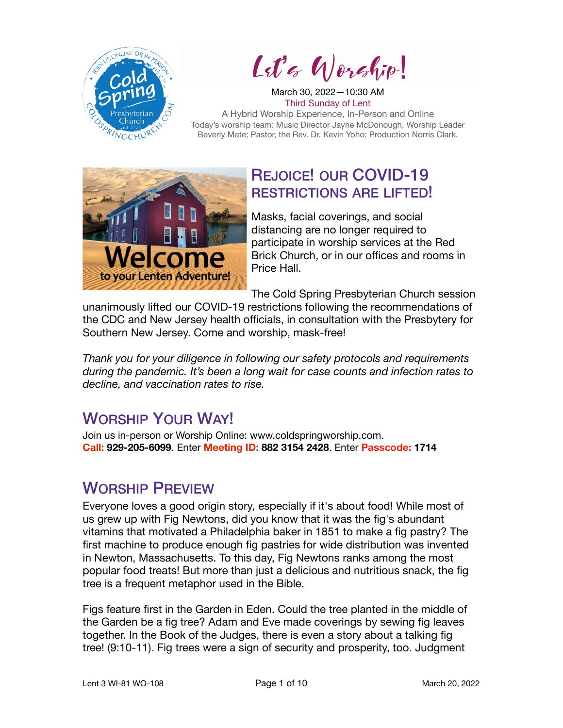# Let's Worship!

March 30, 2022—10:30 AM
Third Sunday of Lent
A Hybrid Worship Experience, In-Person and Online
Today's worship team: Music Director Jayne McDonough, Worship Leader Beverly Mate; Pastor, the Rev. Dr. Kevin Yoho; Production Norris Clark.

## Rejoice! Our COVID-19 Restrictions Are Lifted!

Masks, facial coverings, and social distancing are no longer required to participate in worship services at the Red Brick Church, or in our offices and rooms in Price Hall.

The Cold Spring Presbyterian Church session unanimously lifted our COVID-19 restrictions following the recommendations of the CDC and New Jersey health officials, in consultation with the Presbytery for Southern New Jersey. Come and worship, mask-free!

*Thank you for your diligence in following our safety protocols and requirements during the pandemic. It's been a long wait for case counts and infection rates to decline, and vaccination rates to rise.*

## Worship Your Way!

Join us in-person or Worship Online: www.coldspringworship.com.
**Call: 929-205-6099**. Enter **Meeting ID: 882 3154 2428**. Enter **Passcode: 1714**

## Worship Preview

Everyone loves a good origin story, especially if it's about food! While most of us grew up with Fig Newtons, did you know that it was the fig's abundant vitamins that motivated a Philadelphia baker in 1851 to make a fig pastry? The first machine to produce enough fig pastries for wide distribution was invented in Newton, Massachusetts. To this day, Fig Newtons ranks among the most popular food treats! But more than just a delicious and nutritious snack, the fig tree is a frequent metaphor used in the Bible.

Figs feature first in the Garden in Eden. Could the tree planted in the middle of the Garden be a fig tree? Adam and Eve made coverings by sewing fig leaves together. In the Book of the Judges, there is even a story about a talking fig tree! (9:10-11). Fig trees were a sign of security and prosperity, too. Judgment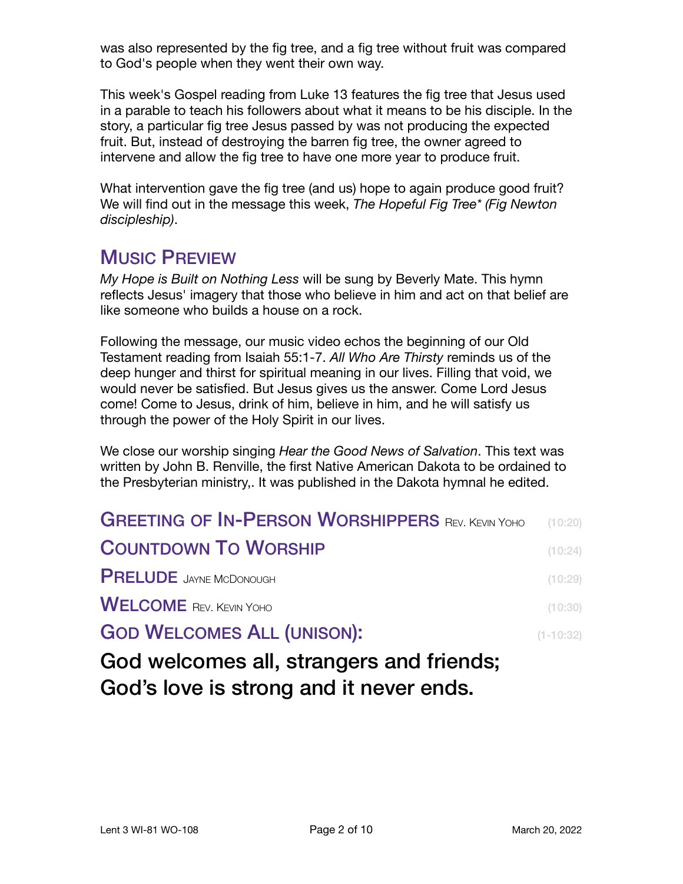was also represented by the fig tree, and a fig tree without fruit was compared to God's people when they went their own way.

This week's Gospel reading from Luke 13 features the fig tree that Jesus used in a parable to teach his followers about what it means to be his disciple. In the story, a particular fig tree Jesus passed by was not producing the expected fruit. But, instead of destroying the barren fig tree, the owner agreed to intervene and allow the fig tree to have one more year to produce fruit.

What intervention gave the fig tree (and us) hope to again produce good fruit? We will find out in the message this week, *The Hopeful Fig Tree\* (Fig Newton discipleship)*.

## Music Preview

*My Hope is Built on Nothing Less* will be sung by Beverly Mate. This hymn reflects Jesus' imagery that those who believe in him and act on that belief are like someone who builds a house on a rock.

Following the message, our music video echos the beginning of our Old Testament reading from Isaiah 55:1-7. *All Who Are Thirsty* reminds us of the deep hunger and thirst for spiritual meaning in our lives. Filling that void, we would never be satisfied. But Jesus gives us the answer. Come Lord Jesus come! Come to Jesus, drink of him, believe in him, and he will satisfy us through the power of the Holy Spirit in our lives.

We close our worship singing *Hear the Good News of Salvation*. This text was written by John B. Renville, the first Native American Dakota to be ordained to the Presbyterian ministry,. It was published in the Dakota hymnal he edited.

## Greeting of In-Person Worshippers Rev. Kevin Yoho (10:20)

## Countdown To Worship (10:24)

## Prelude Jayne McDonough (10:29)

## Welcome Rev. Kevin Yoho (10:30)

## God Welcomes All (unison): (1-10:32)

**God welcomes all, strangers and friends;
God's love is strong and it never ends.**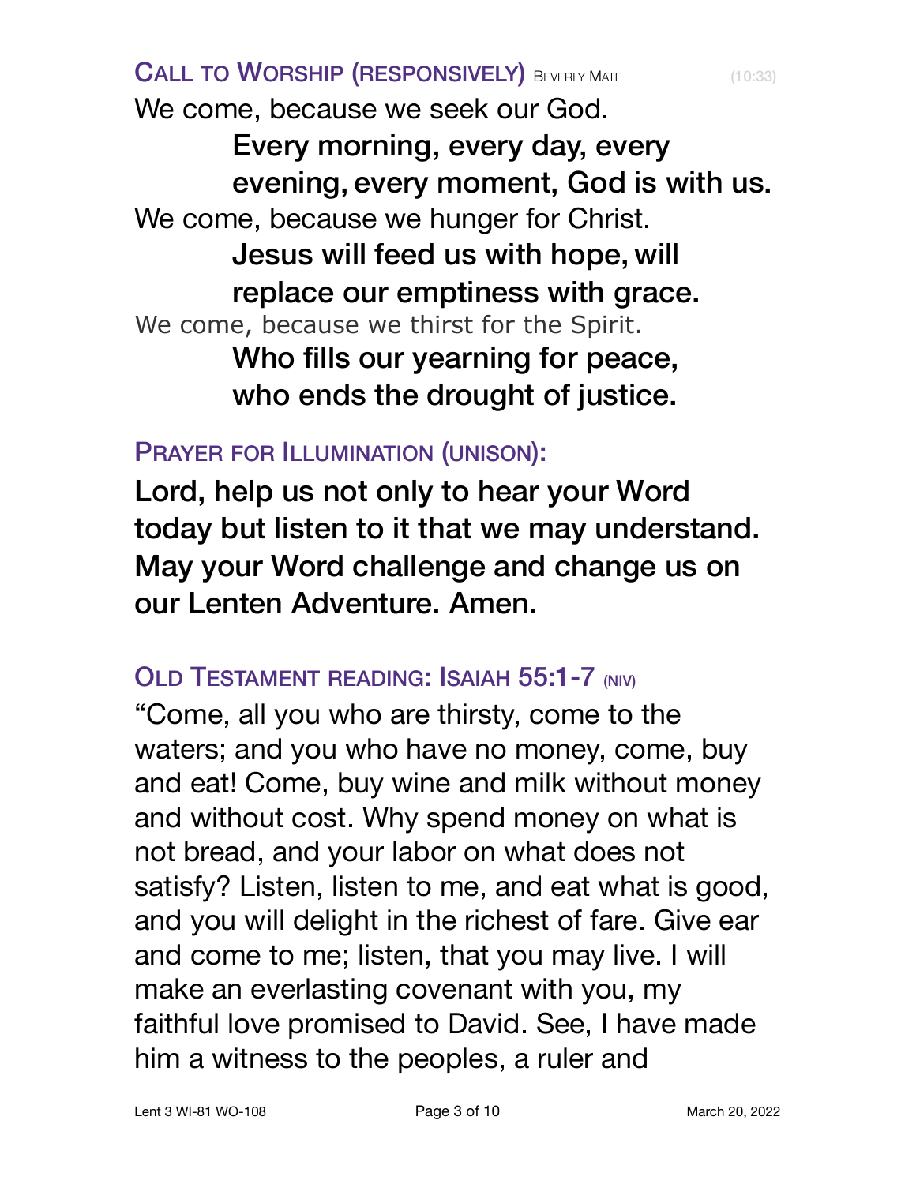## CALL TO WORSHIP (RESPONSIVELY) BEVERLY MATE (10:33)

We come, because we seek our God.

> **Every morning, every day, every evening, every moment, God is with us.**

We come, because we hunger for Christ.

> **Jesus will feed us with hope, will replace our emptiness with grace.**

We come, because we thirst for the Spirit.

> **Who fills our yearning for peace, who ends the drought of justice.**

## PRAYER FOR ILLUMINATION (UNISON):

**Lord, help us not only to hear your Word today but listen to it that we may understand. May your Word challenge and change us on our Lenten Adventure. Amen.**

## OLD TESTAMENT READING: ISAIAH 55:1-7 (NIV)

"Come, all you who are thirsty, come to the waters; and you who have no money, come, buy and eat! Come, buy wine and milk without money and without cost. Why spend money on what is not bread, and your labor on what does not satisfy? Listen, listen to me, and eat what is good, and you will delight in the richest of fare. Give ear and come to me; listen, that you may live. I will make an everlasting covenant with you, my faithful love promised to David. See, I have made him a witness to the peoples, a ruler and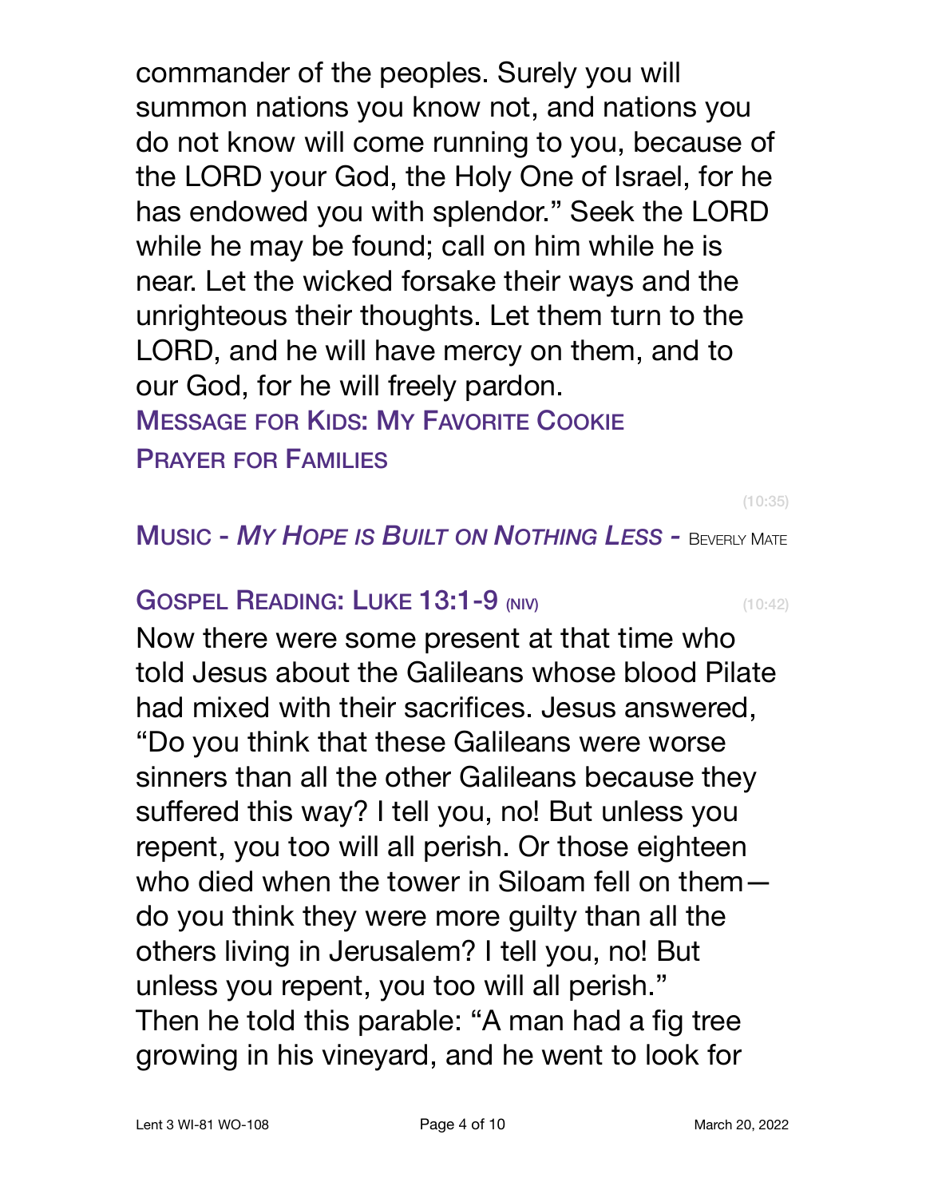commander of the peoples. Surely you will summon nations you know not, and nations you do not know will come running to you, because of the LORD your God, the Holy One of Israel, for he has endowed you with splendor." Seek the LORD while he may be found; call on him while he is near. Let the wicked forsake their ways and the unrighteous their thoughts. Let them turn to the LORD, and he will have mercy on them, and to our God, for he will freely pardon.

### Message for Kids: My Favorite Cookie

### Prayer for Families

(10:35)

### Music - *My Hope is Built on Nothing Less* - Beverly Mate

### Gospel Reading: Luke 13:1-9 (NIV) (10:42)

Now there were some present at that time who told Jesus about the Galileans whose blood Pilate had mixed with their sacrifices. Jesus answered, "Do you think that these Galileans were worse sinners than all the other Galileans because they suffered this way? I tell you, no! But unless you repent, you too will all perish. Or those eighteen who died when the tower in Siloam fell on them—do you think they were more guilty than all the others living in Jerusalem? I tell you, no! But unless you repent, you too will all perish."
Then he told this parable: "A man had a fig tree growing in his vineyard, and he went to look for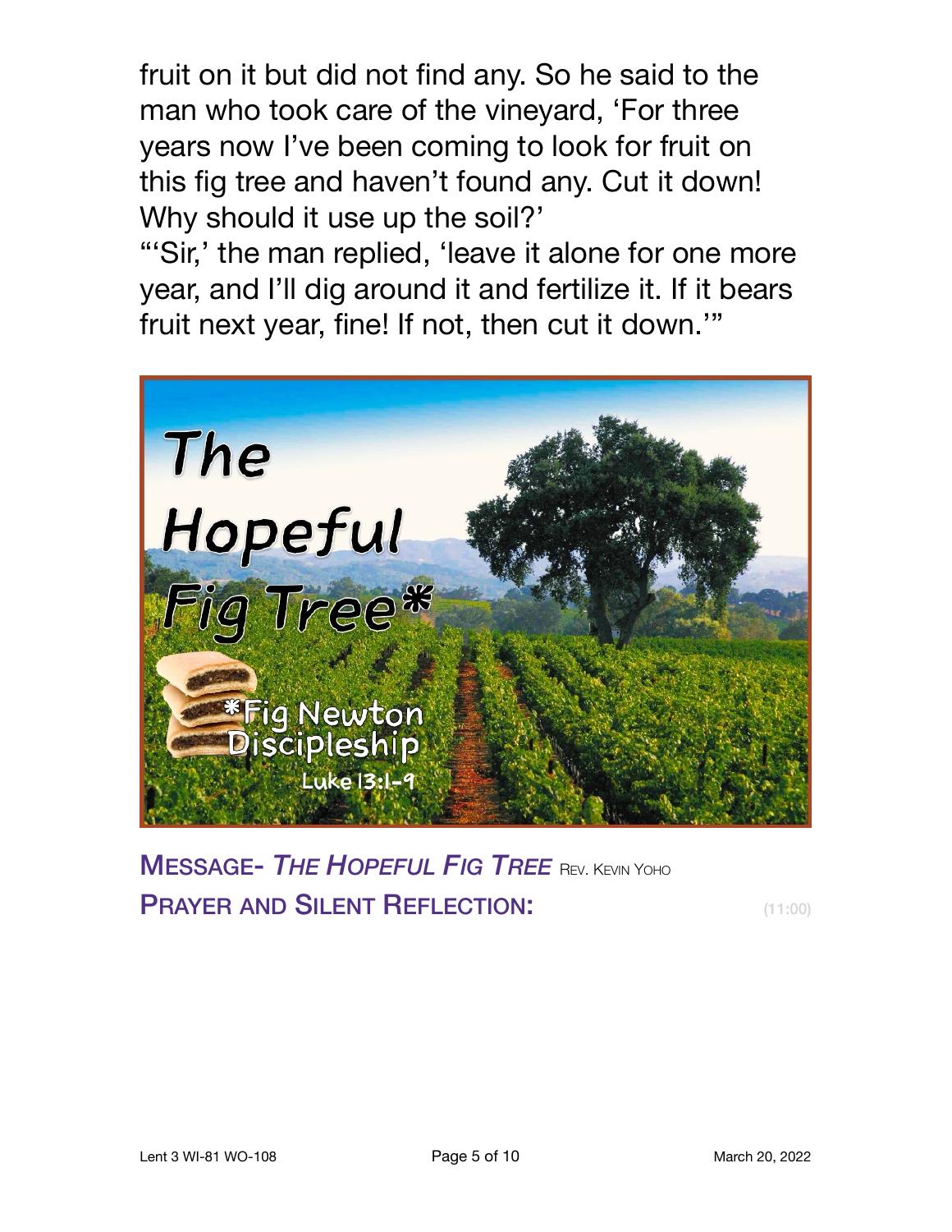fruit on it but did not find any. So he said to the man who took care of the vineyard, 'For three years now I've been coming to look for fruit on this fig tree and haven't found any. Cut it down! Why should it use up the soil?'

"'Sir,' the man replied, 'leave it alone for one more year, and I'll dig around it and fertilize it. If it bears fruit next year, fine! If not, then cut it down.'"

The Hopeful Fig Tree*

*Fig Newton Discipleship

Luke 13:1-9

**MESSAGE-** ***THE HOPEFUL FIG TREE*** REV. KEVIN YOHO

**PRAYER AND SILENT REFLECTION:** (11:00)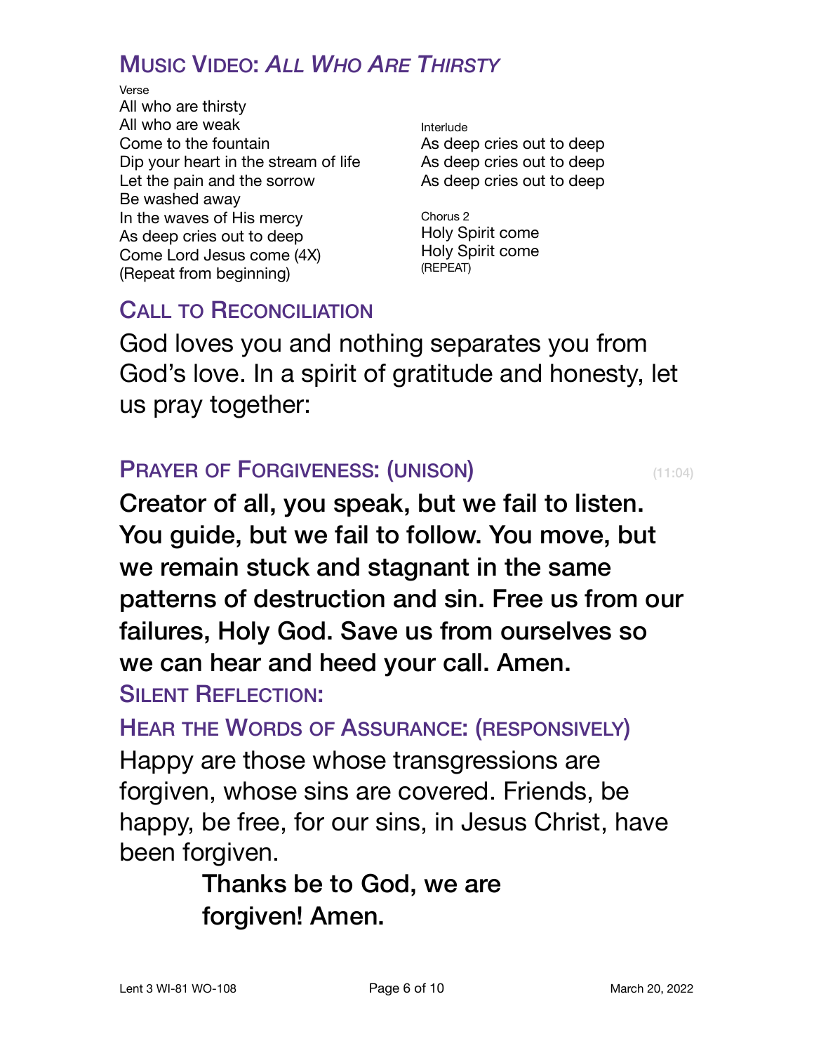## Music Video: *All Who Are Thirsty*

Verse
All who are thirsty
All who are weak
Come to the fountain
Dip your heart in the stream of life
Let the pain and the sorrow
Be washed away
In the waves of His mercy
As deep cries out to deep
Come Lord Jesus come (4X)
(Repeat from beginning)

Interlude
As deep cries out to deep
As deep cries out to deep
As deep cries out to deep

Chorus 2
Holy Spirit come
Holy Spirit come
(REPEAT)

## Call to Reconciliation

God loves you and nothing separates you from God's love. In a spirit of gratitude and honesty, let us pray together:

## Prayer of Forgiveness: (Unison) (11:04)

**Creator of all, you speak, but we fail to listen. You guide, but we fail to follow. You move, but we remain stuck and stagnant in the same patterns of destruction and sin. Free us from our failures, Holy God. Save us from ourselves so we can hear and heed your call. Amen.**

## Silent Reflection:

## Hear the Words of Assurance: (Responsively)

Happy are those whose transgressions are forgiven, whose sins are covered. Friends, be happy, be free, for our sins, in Jesus Christ, have been forgiven.

**Thanks be to God, we are forgiven! Amen.**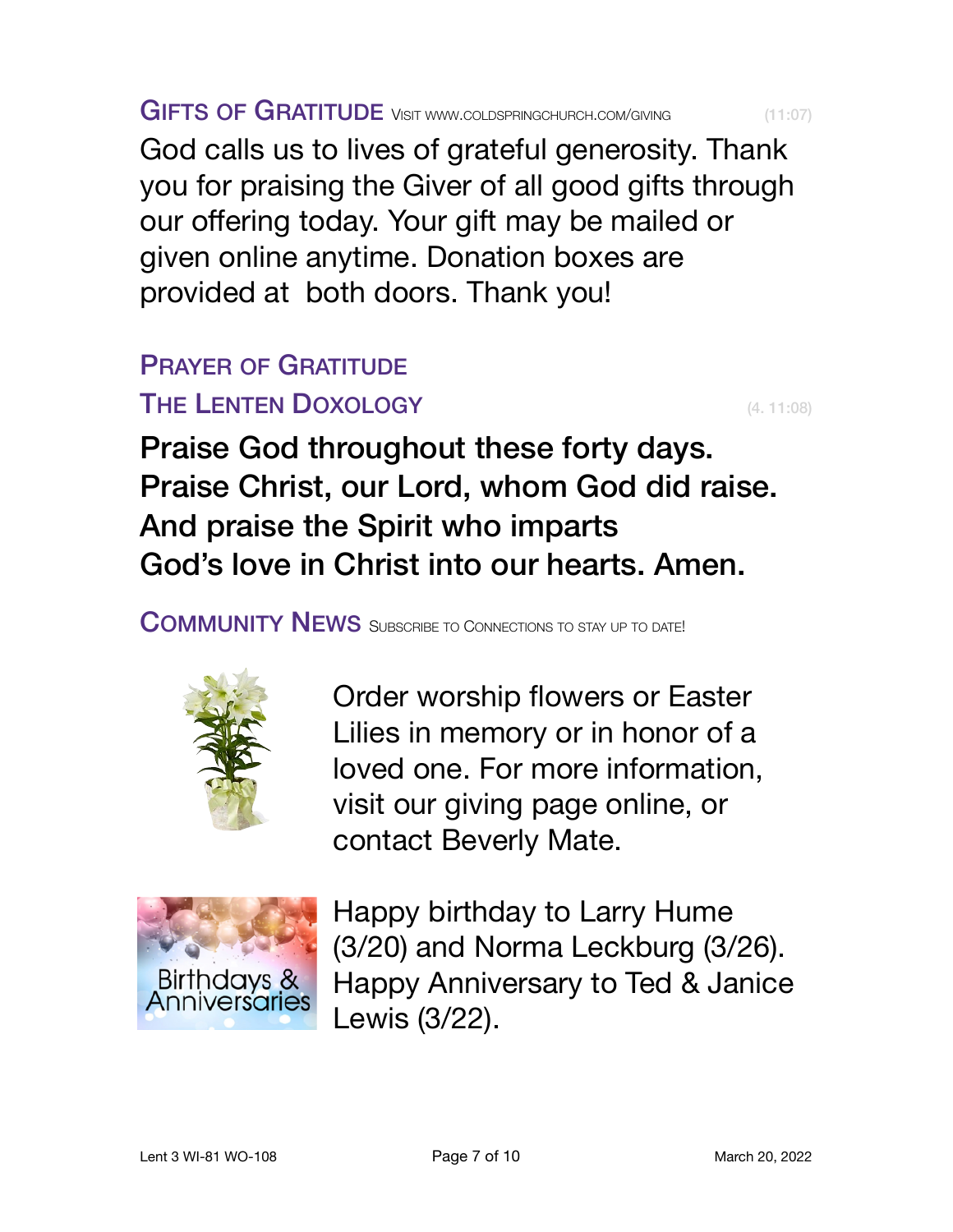## GIFTS OF GRATITUDE VISIT WWW.COLDSPRINGCHURCH.COM/GIVING (11:07)

God calls us to lives of grateful generosity. Thank you for praising the Giver of all good gifts through our offering today. Your gift may be mailed or given online anytime. Donation boxes are provided at both doors. Thank you!

## PRAYER OF GRATITUDE

## THE LENTEN DOXOLOGY (4. 11:08)

**Praise God throughout these forty days.**
**Praise Christ, our Lord, whom God did raise.**
**And praise the Spirit who imparts**
**God's love in Christ into our hearts. Amen.**

## COMMUNITY NEWS SUBSCRIBE TO CONNECTIONS TO STAY UP TO DATE!

Order worship flowers or Easter Lilies in memory or in honor of a loved one. For more information, visit our giving page online, or contact Beverly Mate.

Birthdays & Anniversaries

Happy birthday to Larry Hume (3/20) and Norma Leckburg (3/26). Happy Anniversary to Ted & Janice Lewis (3/22).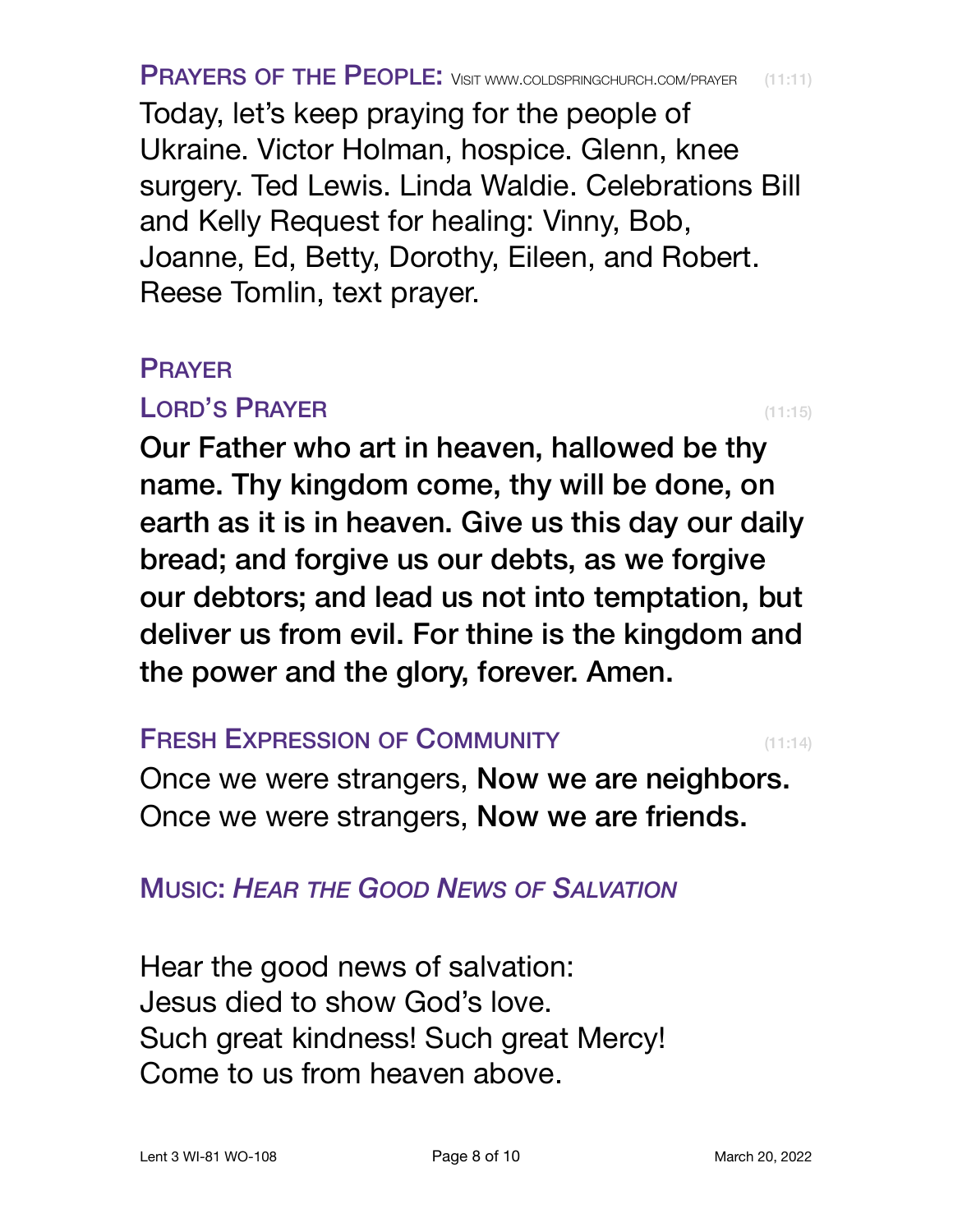## Prayers of the People: Visit www.coldspringchurch.com/prayer (11:11)

Today, let's keep praying for the people of Ukraine. Victor Holman, hospice. Glenn, knee surgery. Ted Lewis. Linda Waldie. Celebrations Bill and Kelly Request for healing: Vinny, Bob, Joanne, Ed, Betty, Dorothy, Eileen, and Robert. Reese Tomlin, text prayer.

## Prayer

## Lord's Prayer (11:15)

**Our Father who art in heaven, hallowed be thy name. Thy kingdom come, thy will be done, on earth as it is in heaven. Give us this day our daily bread; and forgive us our debts, as we forgive our debtors; and lead us not into temptation, but deliver us from evil. For thine is the kingdom and the power and the glory, forever. Amen.**

## Fresh Expression of Community (11:14)

Once we were strangers, **Now we are neighbors.**
Once we were strangers, **Now we are friends.**

## Music: *Hear the Good News of Salvation*

Hear the good news of salvation:
Jesus died to show God's love.
Such great kindness! Such great Mercy!
Come to us from heaven above.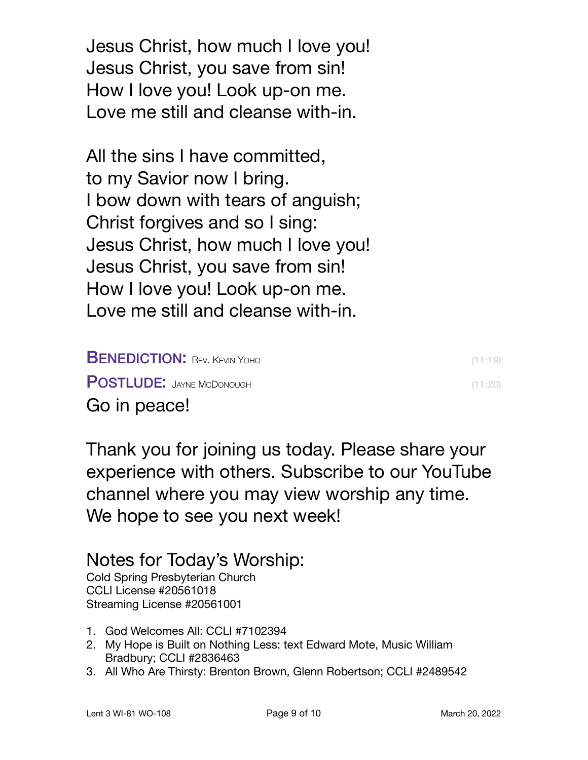Jesus Christ, how much I love you!
Jesus Christ, you save from sin!
How I love you! Look up-on me.
Love me still and cleanse with-in.

All the sins I have committed,
to my Savior now I bring.
I bow down with tears of anguish;
Christ forgives and so I sing:
Jesus Christ, how much I love you!
Jesus Christ, you save from sin!
How I love you! Look up-on me.
Love me still and cleanse with-in.

**BENEDICTION:** Rev. Kevin Yoho (11:19)

**POSTLUDE:** Jayne McDonough (11:20)

Go in peace!

Thank you for joining us today. Please share your experience with others. Subscribe to our YouTube channel where you may view worship any time. We hope to see you next week!

## Notes for Today's Worship:

Cold Spring Presbyterian Church
CCLI License #20561018
Streaming License #20561001

1. God Welcomes All: CCLI #7102394
2. My Hope is Built on Nothing Less: text Edward Mote, Music William Bradbury; CCLI #2836463
3. All Who Are Thirsty: Brenton Brown, Glenn Robertson; CCLI #2489542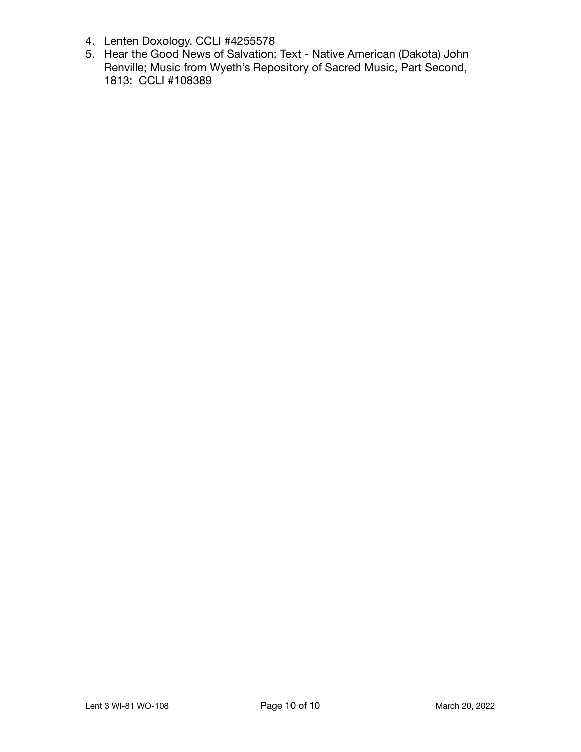4. Lenten Doxology. CCLI #4255578
5. Hear the Good News of Salvation: Text - Native American (Dakota) John Renville; Music from Wyeth's Repository of Sacred Music, Part Second, 1813: CCLI #108389